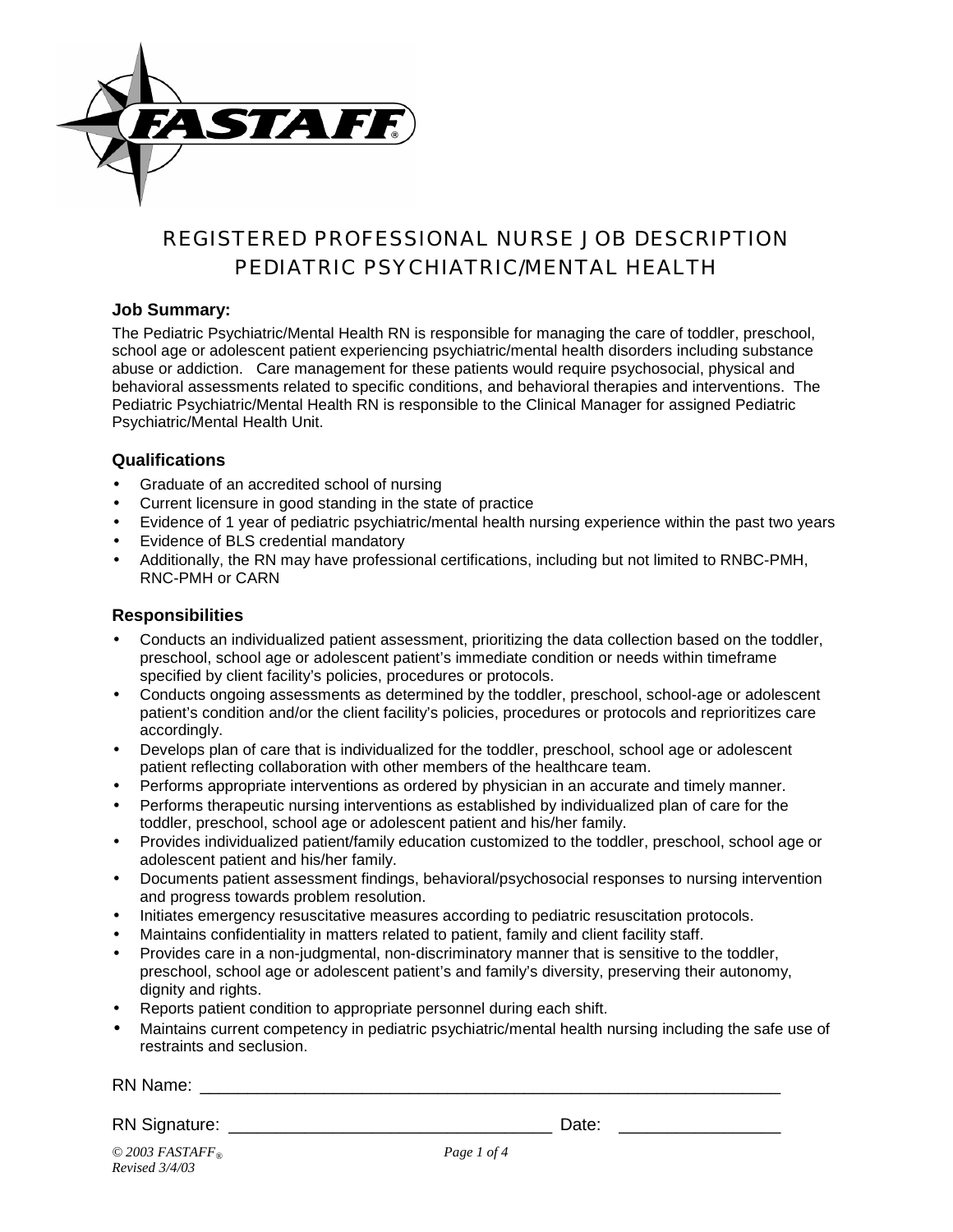# REGISTERED PROFESSIONAL NURSE JOB DESCRIPTION
# PEDIATRIC PSYCHIATRIC/MENTAL HEALTH

**Job Summary:**

The Pediatric Psychiatric/Mental Health RN is responsible for managing the care of toddler, preschool, school age or adolescent patient experiencing psychiatric/mental health disorders including substance abuse or addiction. Care management for these patients would require psychosocial, physical and behavioral assessments related to specific conditions, and behavioral therapies and interventions. The Pediatric Psychiatric/Mental Health RN is responsible to the Clinical Manager for assigned Pediatric Psychiatric/Mental Health Unit.

### Qualifications

- Graduate of an accredited school of nursing
- Current licensure in good standing in the state of practice
- Evidence of 1 year of pediatric psychiatric/mental health nursing experience within the past two years
- Evidence of BLS credential mandatory
- Additionally, the RN may have professional certifications, including but not limited to RNBC-PMH, RNC-PMH or CARN

### Responsibilities

- Conducts an individualized patient assessment, prioritizing the data collection based on the toddler, preschool, school age or adolescent patient's immediate condition or needs within timeframe specified by client facility's policies, procedures or protocols.
- Conducts ongoing assessments as determined by the toddler, preschool, school-age or adolescent patient's condition and/or the client facility's policies, procedures or protocols and reprioritizes care accordingly.
- Develops plan of care that is individualized for the toddler, preschool, school age or adolescent patient reflecting collaboration with other members of the healthcare team.
- Performs appropriate interventions as ordered by physician in an accurate and timely manner.
- Performs therapeutic nursing interventions as established by individualized plan of care for the toddler, preschool, school age or adolescent patient and his/her family.
- Provides individualized patient/family education customized to the toddler, preschool, school age or adolescent patient and his/her family.
- Documents patient assessment findings, behavioral/psychosocial responses to nursing intervention and progress towards problem resolution.
- Initiates emergency resuscitative measures according to pediatric resuscitation protocols.
- Maintains confidentiality in matters related to patient, family and client facility staff.
- Provides care in a non-judgmental, non-discriminatory manner that is sensitive to the toddler, preschool, school age or adolescent patient's and family's diversity, preserving their autonomy, dignity and rights.
- Reports patient condition to appropriate personnel during each shift.
- Maintains current competency in pediatric psychiatric/mental health nursing including the safe use of restraints and seclusion.

RN Name: ______________________________________________________________

RN Signature: ________________________________ Date: ________________

*© 2003 FASTAFF®*
*Revised 3/4/03*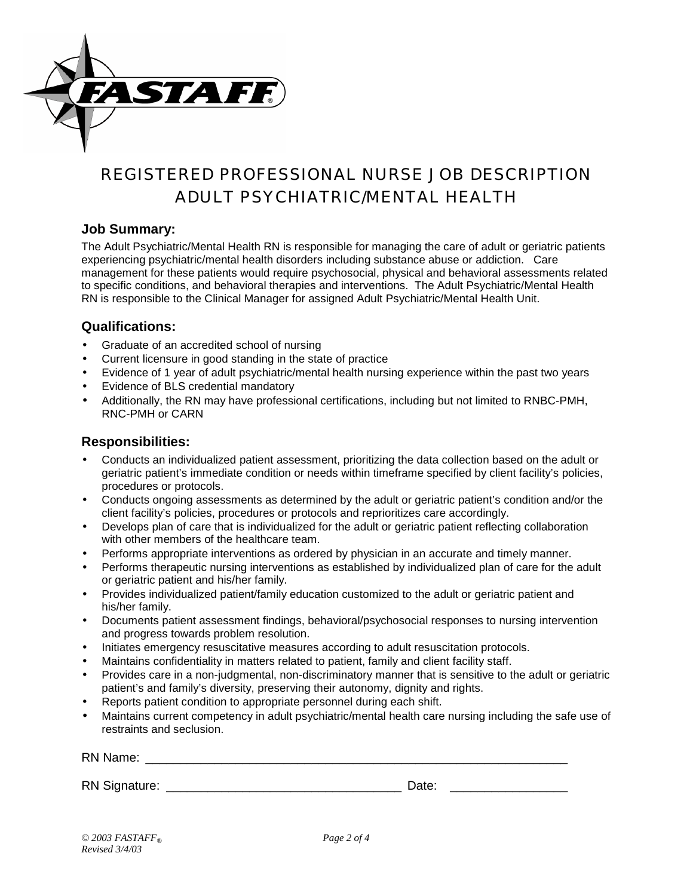# REGISTERED PROFESSIONAL NURSE JOB DESCRIPTION
# ADULT PSYCHIATRIC/MENTAL HEALTH

## Job Summary:

The Adult Psychiatric/Mental Health RN is responsible for managing the care of adult or geriatric patients experiencing psychiatric/mental health disorders including substance abuse or addiction. Care management for these patients would require psychosocial, physical and behavioral assessments related to specific conditions, and behavioral therapies and interventions. The Adult Psychiatric/Mental Health RN is responsible to the Clinical Manager for assigned Adult Psychiatric/Mental Health Unit.

## Qualifications:

- Graduate of an accredited school of nursing
- Current licensure in good standing in the state of practice
- Evidence of 1 year of adult psychiatric/mental health nursing experience within the past two years
- Evidence of BLS credential mandatory
- Additionally, the RN may have professional certifications, including but not limited to RNBC-PMH, RNC-PMH or CARN

## Responsibilities:

- Conducts an individualized patient assessment, prioritizing the data collection based on the adult or geriatric patient's immediate condition or needs within timeframe specified by client facility's policies, procedures or protocols.
- Conducts ongoing assessments as determined by the adult or geriatric patient's condition and/or the client facility's policies, procedures or protocols and reprioritizes care accordingly.
- Develops plan of care that is individualized for the adult or geriatric patient reflecting collaboration with other members of the healthcare team.
- Performs appropriate interventions as ordered by physician in an accurate and timely manner.
- Performs therapeutic nursing interventions as established by individualized plan of care for the adult or geriatric patient and his/her family.
- Provides individualized patient/family education customized to the adult or geriatric patient and his/her family.
- Documents patient assessment findings, behavioral/psychosocial responses to nursing intervention and progress towards problem resolution.
- Initiates emergency resuscitative measures according to adult resuscitation protocols.
- Maintains confidentiality in matters related to patient, family and client facility staff.
- Provides care in a non-judgmental, non-discriminatory manner that is sensitive to the adult or geriatric patient's and family's diversity, preserving their autonomy, dignity and rights.
- Reports patient condition to appropriate personnel during each shift.
- Maintains current competency in adult psychiatric/mental health care nursing including the safe use of restraints and seclusion.

RN Name: ______________________________________________________________

RN Signature: __________________________________ Date: _________________

*© 2003 FASTAFF®*
*Revised 3/4/03*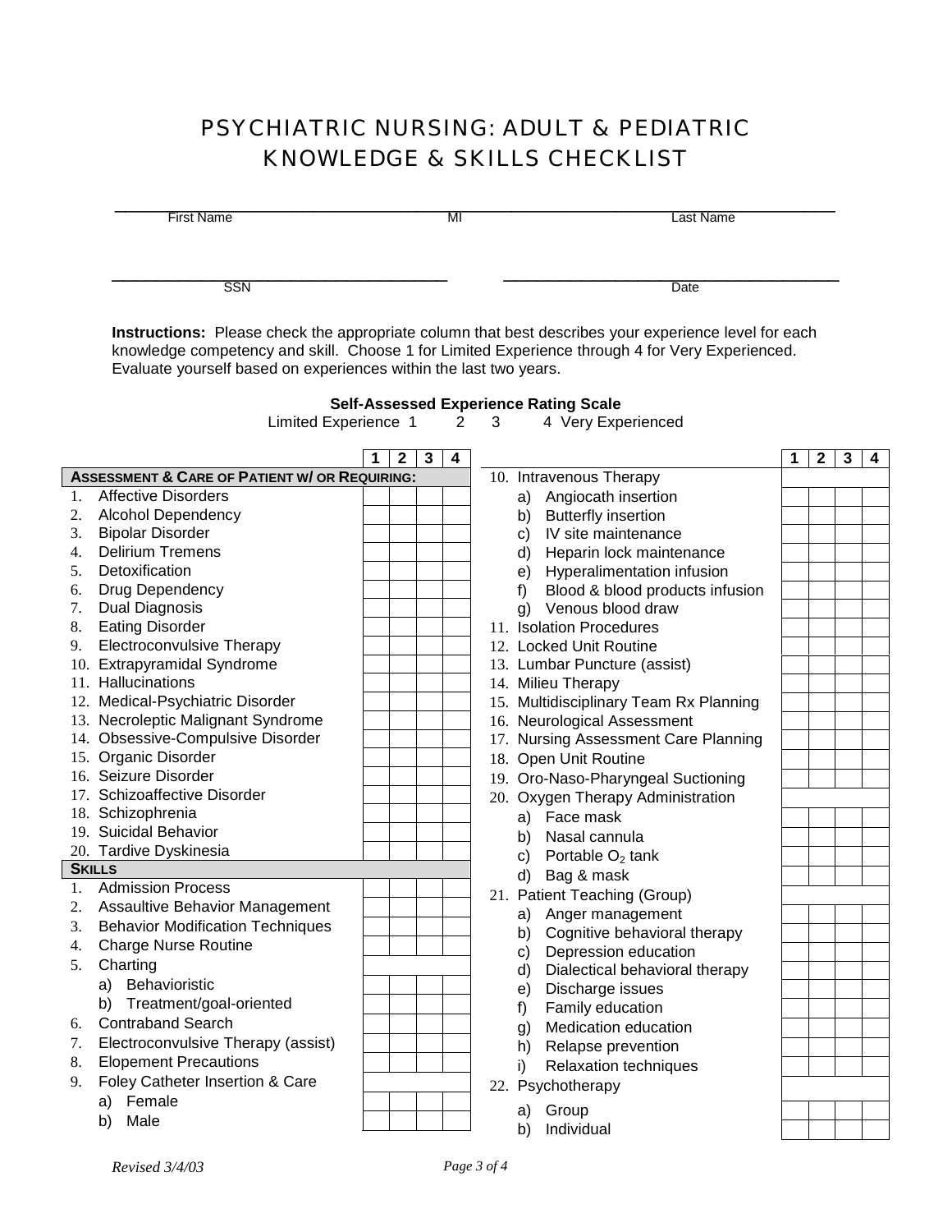# PSYCHIATRIC NURSING: ADULT & PEDIATRIC KNOWLEDGE & SKILLS CHECKLIST

_______________________________________________
First Name MI Last Name

_______________________ _______________________
SSN Date

**Instructions:** Please check the appropriate column that best describes your experience level for each knowledge competency and skill. Choose 1 for Limited Experience through 4 for Very Experienced. Evaluate yourself based on experiences within the last two years.

**Self-Assessed Experience Rating Scale**

Limited Experience 1 2 3 4 Very Experienced

| | 1 | 2 | 3 | 4 |
|---|---|---|---|---|
| **ASSESSMENT & CARE OF PATIENT W/ OR REQUIRING:** | | | | |
| 1. Affective Disorders | | | | |
| 2. Alcohol Dependency | | | | |
| 3. Bipolar Disorder | | | | |
| 4. Delirium Tremens | | | | |
| 5. Detoxification | | | | |
| 6. Drug Dependency | | | | |
| 7. Dual Diagnosis | | | | |
| 8. Eating Disorder | | | | |
| 9. Electroconvulsive Therapy | | | | |
| 10. Extrapyramidal Syndrome | | | | |
| 11. Hallucinations | | | | |
| 12. Medical-Psychiatric Disorder | | | | |
| 13. Necroleptic Malignant Syndrome | | | | |
| 14. Obsessive-Compulsive Disorder | | | | |
| 15. Organic Disorder | | | | |
| 16. Seizure Disorder | | | | |
| 17. Schizoaffective Disorder | | | | |
| 18. Schizophrenia | | | | |
| 19. Suicidal Behavior | | | | |
| 20. Tardive Dyskinesia | | | | |
| **SKILLS** | | | | |
| 1. Admission Process | | | | |
| 2. Assaultive Behavior Management | | | | |
| 3. Behavior Modification Techniques | | | | |
| 4. Charge Nurse Routine | | | | |
| 5. Charting | | | | |
| a) Behavioristic | | | | |
| b) Treatment/goal-oriented | | | | |
| 6. Contraband Search | | | | |
| 7. Electroconvulsive Therapy (assist) | | | | |
| 8. Elopement Precautions | | | | |
| 9. Foley Catheter Insertion & Care | | | | |
| a) Female | | | | |
| b) Male | | | | |
| 10. Intravenous Therapy | | | | |
| a) Angiocath insertion | | | | |
| b) Butterfly insertion | | | | |
| c) IV site maintenance | | | | |
| d) Heparin lock maintenance | | | | |
| e) Hyperalimentation infusion | | | | |
| f) Blood & blood products infusion | | | | |
| g) Venous blood draw | | | | |
| 11. Isolation Procedures | | | | |
| 12. Locked Unit Routine | | | | |
| 13. Lumbar Puncture (assist) | | | | |
| 14. Milieu Therapy | | | | |
| 15. Multidisciplinary Team Rx Planning | | | | |
| 16. Neurological Assessment | | | | |
| 17. Nursing Assessment Care Planning | | | | |
| 18. Open Unit Routine | | | | |
| 19. Oro-Naso-Pharyngeal Suctioning | | | | |
| 20. Oxygen Therapy Administration | | | | |
| a) Face mask | | | | |
| b) Nasal cannula | | | | |
| c) Portable $O_2$ tank | | | | |
| d) Bag & mask | | | | |
| 21. Patient Teaching (Group) | | | | |
| a) Anger management | | | | |
| b) Cognitive behavioral therapy | | | | |
| c) Depression education | | | | |
| d) Dialectical behavioral therapy | | | | |
| e) Discharge issues | | | | |
| f) Family education | | | | |
| g) Medication education | | | | |
| h) Relapse prevention | | | | |
| i) Relaxation techniques | | | | |
| 22. Psychotherapy | | | | |
| a) Group | | | | |
| b) Individual | | | | |

*Revised 3/4/03*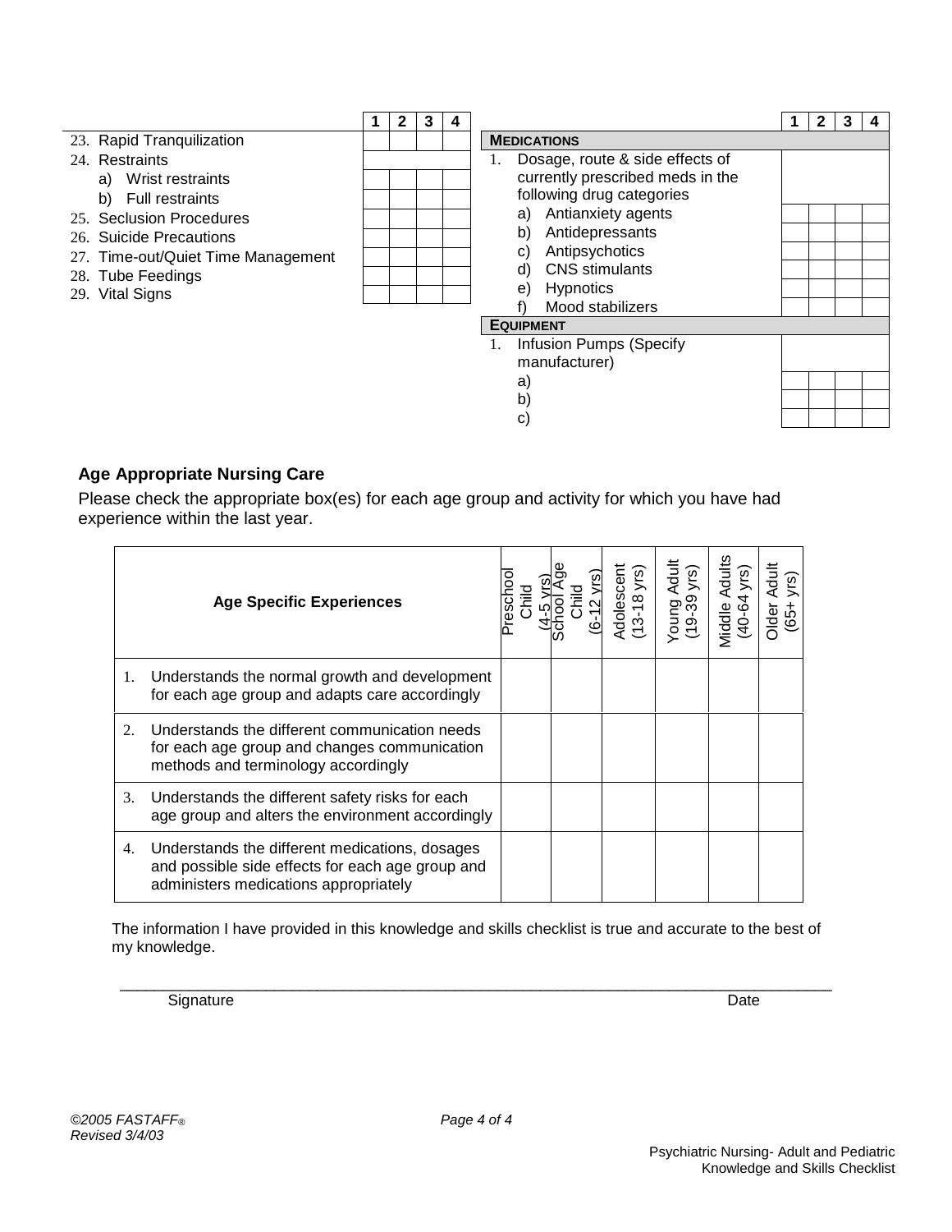| | 1 | 2 | 3 | 4 |
|---|---|---|---|---|
| 23. Rapid Tranquilization | | | | |
| 24. Restraints | | | | |
| a) Wrist restraints | | | | |
| b) Full restraints | | | | |
| 25. Seclusion Procedures | | | | |
| 26. Suicide Precautions | | | | |
| 27. Time-out/Quiet Time Management | | | | |
| 28. Tube Feedings | | | | |
| 29. Vital Signs | | | | |

| | 1 | 2 | 3 | 4 |
|---|---|---|---|---|
| **MEDICATIONS** | | | | |
| 1. Dosage, route & side effects of currently prescribed meds in the following drug categories | | | | |
| a) Antianxiety agents | | | | |
| b) Antidepressants | | | | |
| c) Antipsychotics | | | | |
| d) CNS stimulants | | | | |
| e) Hypnotics | | | | |
| f) Mood stabilizers | | | | |
| **EQUIPMENT** | | | | |
| 1. Infusion Pumps (Specify manufacturer) | | | | |
| a) | | | | |
| b) | | | | |
| c) | | | | |

### Age Appropriate Nursing Care

Please check the appropriate box(es) for each age group and activity for which you have had experience within the last year.

| Age Specific Experiences | Preschool Child (4-5 yrs) | School Age Child (6-12 yrs) | Adolescent (13-18 yrs) | Young Adult (19-39 yrs) | Middle Adults (40-64 yrs) | Older Adult (65+ yrs) |
|---|---|---|---|---|---|---|
| 1. Understands the normal growth and development for each age group and adapts care accordingly | | | | | | |
| 2. Understands the different communication needs for each age group and changes communication methods and terminology accordingly | | | | | | |
| 3. Understands the different safety risks for each age group and alters the environment accordingly | | | | | | |
| 4. Understands the different medications, dosages and possible side effects for each age group and administers medications appropriately | | | | | | |

The information I have provided in this knowledge and skills checklist is true and accurate to the best of my knowledge.

_______________________________________________________________________________

Signature                                                                                                                    Date

*©2005 FASTAFF®*
*Revised 3/4/03*

Psychiatric Nursing- Adult and Pediatric Knowledge and Skills Checklist